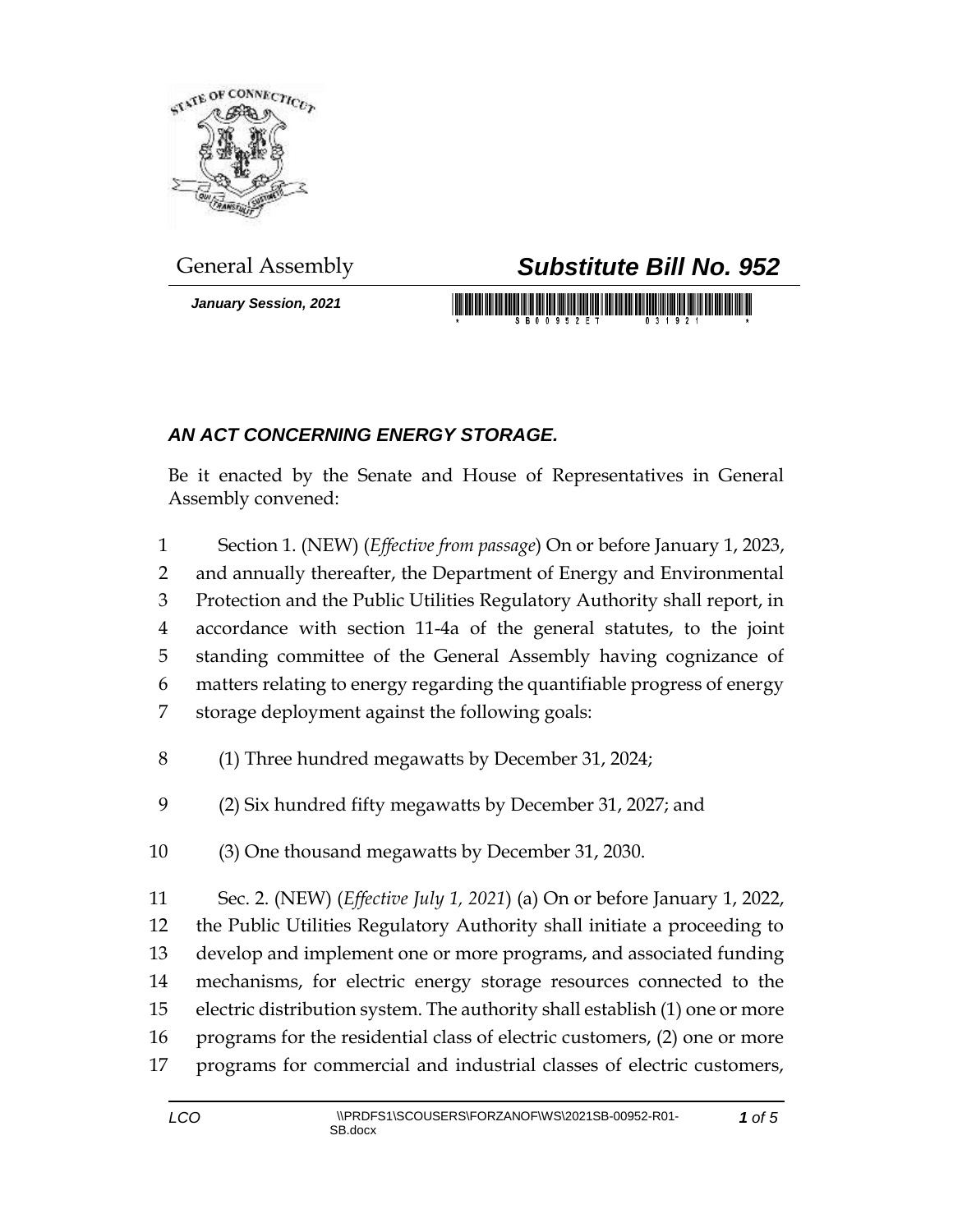General Assembly

# *Substitute Bill No. 952*

***January Session, 2021***

## *AN ACT CONCERNING ENERGY STORAGE.*

Be it enacted by the Senate and House of Representatives in General Assembly convened:

Section 1. (NEW) (*Effective from passage*) On or before January 1, 2023, and annually thereafter, the Department of Energy and Environmental Protection and the Public Utilities Regulatory Authority shall report, in accordance with section 11-4a of the general statutes, to the joint standing committee of the General Assembly having cognizance of matters relating to energy regarding the quantifiable progress of energy storage deployment against the following goals:

(1) Three hundred megawatts by December 31, 2024;

(2) Six hundred fifty megawatts by December 31, 2027; and

(3) One thousand megawatts by December 31, 2030.

Sec. 2. (NEW) (*Effective July 1, 2021*) (a) On or before January 1, 2022, the Public Utilities Regulatory Authority shall initiate a proceeding to develop and implement one or more programs, and associated funding mechanisms, for electric energy storage resources connected to the electric distribution system. The authority shall establish (1) one or more programs for the residential class of electric customers, (2) one or more programs for commercial and industrial classes of electric customers,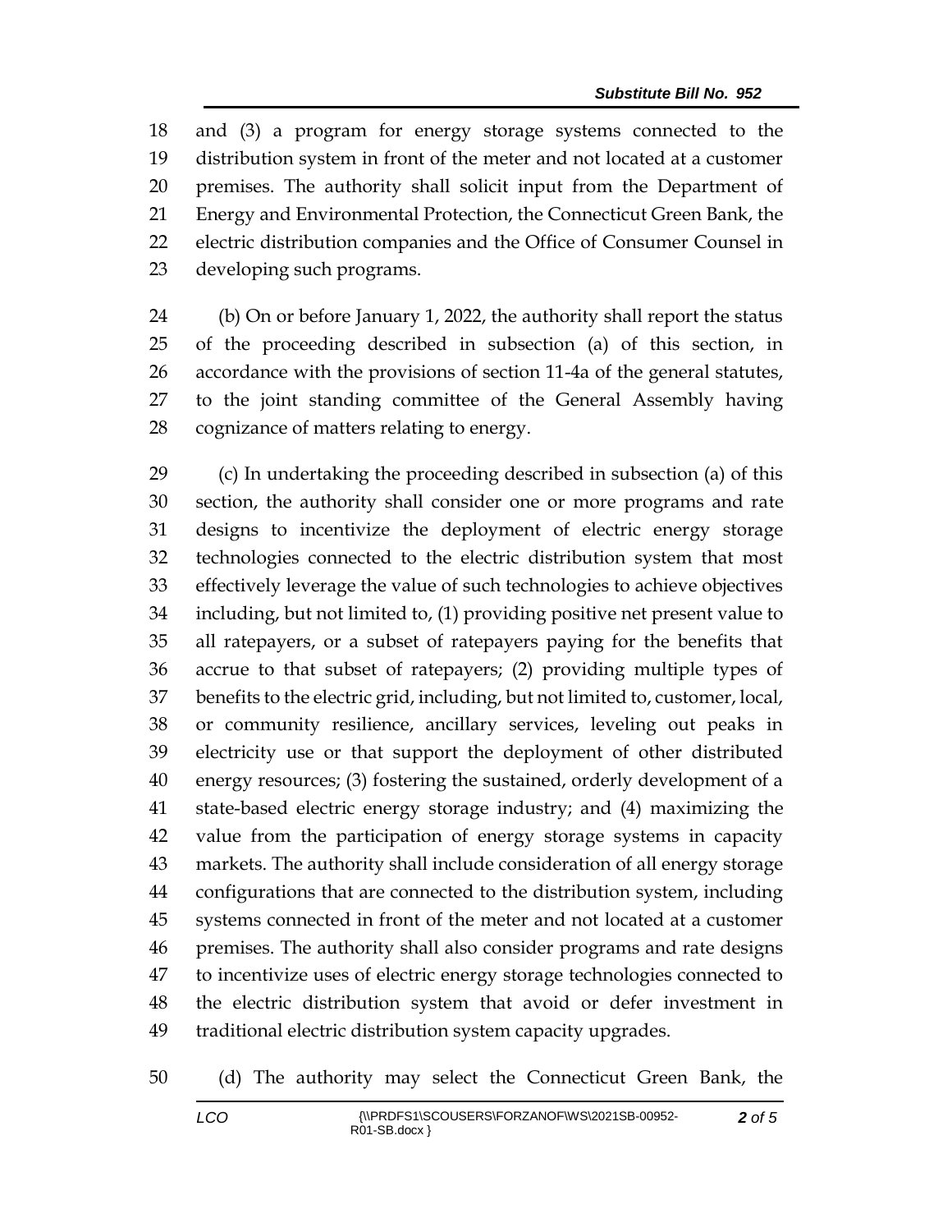and (3) a program for energy storage systems connected to the distribution system in front of the meter and not located at a customer premises. The authority shall solicit input from the Department of Energy and Environmental Protection, the Connecticut Green Bank, the electric distribution companies and the Office of Consumer Counsel in developing such programs.

(b) On or before January 1, 2022, the authority shall report the status of the proceeding described in subsection (a) of this section, in accordance with the provisions of section 11-4a of the general statutes, to the joint standing committee of the General Assembly having cognizance of matters relating to energy.

(c) In undertaking the proceeding described in subsection (a) of this section, the authority shall consider one or more programs and rate designs to incentivize the deployment of electric energy storage technologies connected to the electric distribution system that most effectively leverage the value of such technologies to achieve objectives including, but not limited to, (1) providing positive net present value to all ratepayers, or a subset of ratepayers paying for the benefits that accrue to that subset of ratepayers; (2) providing multiple types of benefits to the electric grid, including, but not limited to, customer, local, or community resilience, ancillary services, leveling out peaks in electricity use or that support the deployment of other distributed energy resources; (3) fostering the sustained, orderly development of a state-based electric energy storage industry; and (4) maximizing the value from the participation of energy storage systems in capacity markets. The authority shall include consideration of all energy storage configurations that are connected to the distribution system, including systems connected in front of the meter and not located at a customer premises. The authority shall also consider programs and rate designs to incentivize uses of electric energy storage technologies connected to the electric distribution system that avoid or defer investment in traditional electric distribution system capacity upgrades.

(d) The authority may select the Connecticut Green Bank, the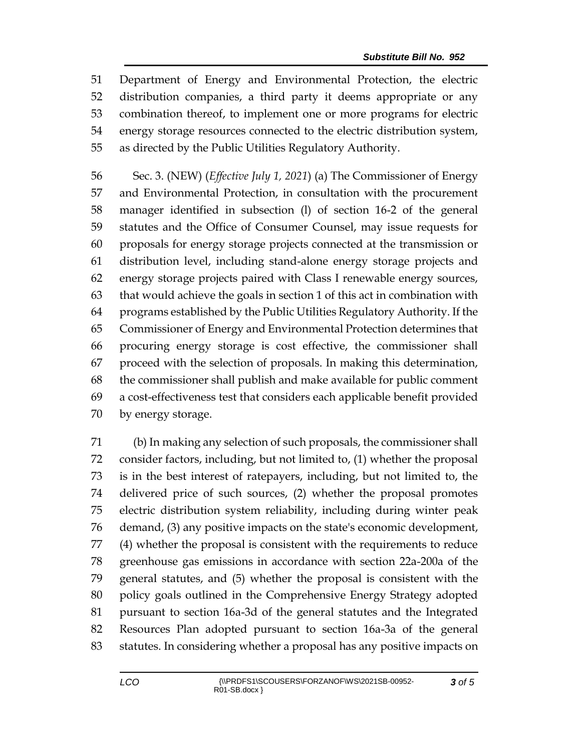Department of Energy and Environmental Protection, the electric distribution companies, a third party it deems appropriate or any combination thereof, to implement one or more programs for electric energy storage resources connected to the electric distribution system, as directed by the Public Utilities Regulatory Authority.

Sec. 3. (NEW) (*Effective July 1, 2021*) (a) The Commissioner of Energy and Environmental Protection, in consultation with the procurement manager identified in subsection (l) of section 16-2 of the general statutes and the Office of Consumer Counsel, may issue requests for proposals for energy storage projects connected at the transmission or distribution level, including stand-alone energy storage projects and energy storage projects paired with Class I renewable energy sources, that would achieve the goals in section 1 of this act in combination with programs established by the Public Utilities Regulatory Authority. If the Commissioner of Energy and Environmental Protection determines that procuring energy storage is cost effective, the commissioner shall proceed with the selection of proposals. In making this determination, the commissioner shall publish and make available for public comment a cost-effectiveness test that considers each applicable benefit provided by energy storage.

(b) In making any selection of such proposals, the commissioner shall consider factors, including, but not limited to, (1) whether the proposal is in the best interest of ratepayers, including, but not limited to, the delivered price of such sources, (2) whether the proposal promotes electric distribution system reliability, including during winter peak demand, (3) any positive impacts on the state's economic development, (4) whether the proposal is consistent with the requirements to reduce greenhouse gas emissions in accordance with section 22a-200a of the general statutes, and (5) whether the proposal is consistent with the policy goals outlined in the Comprehensive Energy Strategy adopted pursuant to section 16a-3d of the general statutes and the Integrated Resources Plan adopted pursuant to section 16a-3a of the general statutes. In considering whether a proposal has any positive impacts on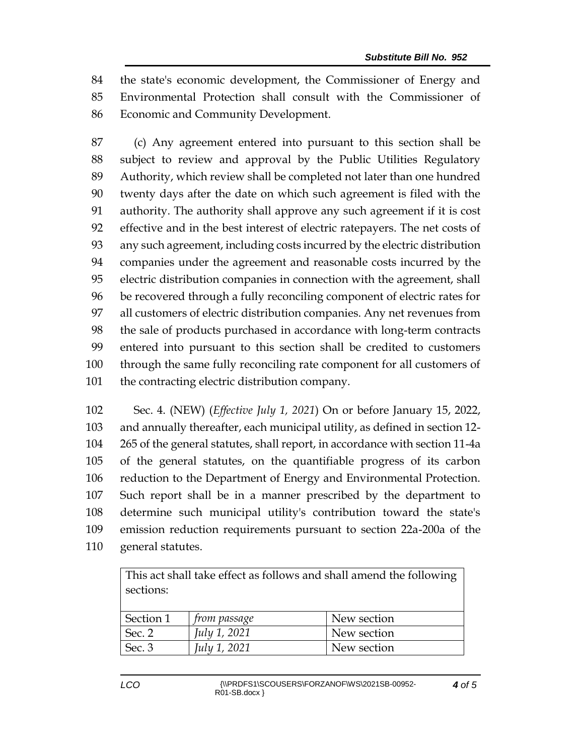the state's economic development, the Commissioner of Energy and Environmental Protection shall consult with the Commissioner of Economic and Community Development.

(c) Any agreement entered into pursuant to this section shall be subject to review and approval by the Public Utilities Regulatory Authority, which review shall be completed not later than one hundred twenty days after the date on which such agreement is filed with the authority. The authority shall approve any such agreement if it is cost effective and in the best interest of electric ratepayers. The net costs of any such agreement, including costs incurred by the electric distribution companies under the agreement and reasonable costs incurred by the electric distribution companies in connection with the agreement, shall be recovered through a fully reconciling component of electric rates for all customers of electric distribution companies. Any net revenues from the sale of products purchased in accordance with long-term contracts entered into pursuant to this section shall be credited to customers through the same fully reconciling rate component for all customers of the contracting electric distribution company.

Sec. 4. (NEW) (*Effective July 1, 2021*) On or before January 15, 2022, and annually thereafter, each municipal utility, as defined in section 12-265 of the general statutes, shall report, in accordance with section 11-4a of the general statutes, on the quantifiable progress of its carbon reduction to the Department of Energy and Environmental Protection. Such report shall be in a manner prescribed by the department to determine such municipal utility's contribution toward the state's emission reduction requirements pursuant to section 22a-200a of the general statutes.

| This act shall take effect as follows and shall amend the following sections: | | |
|---|---|---|
| Section 1 | *from passage* | New section |
| Sec. 2 | *July 1, 2021* | New section |
| Sec. 3 | *July 1, 2021* | New section |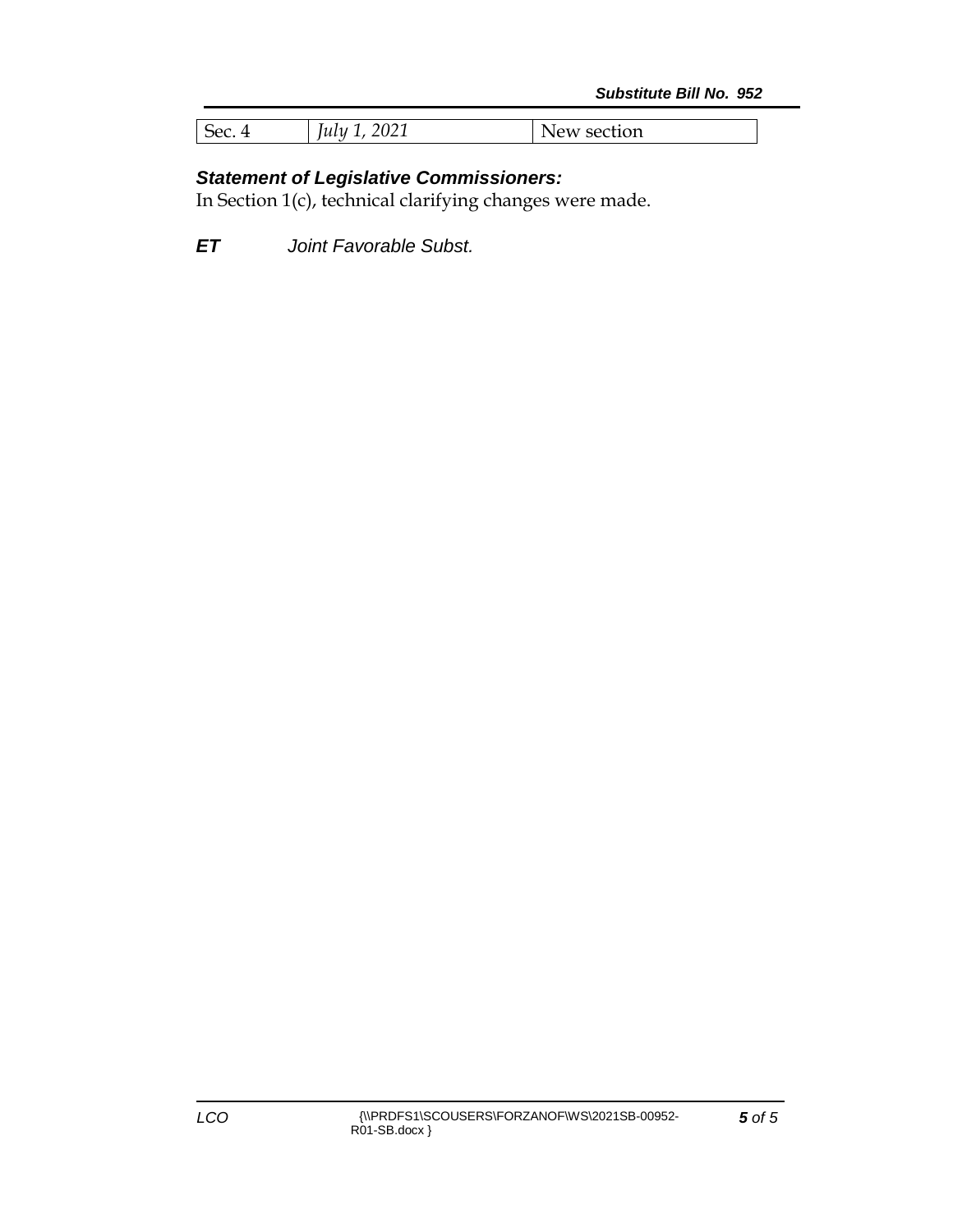| | | |
|---|---|---|
| Sec. 4 | *July 1, 2021* | New section |

***Statement of Legislative Commissioners:***

In Section 1(c), technical clarifying changes were made.

***ET*** *Joint Favorable Subst.*